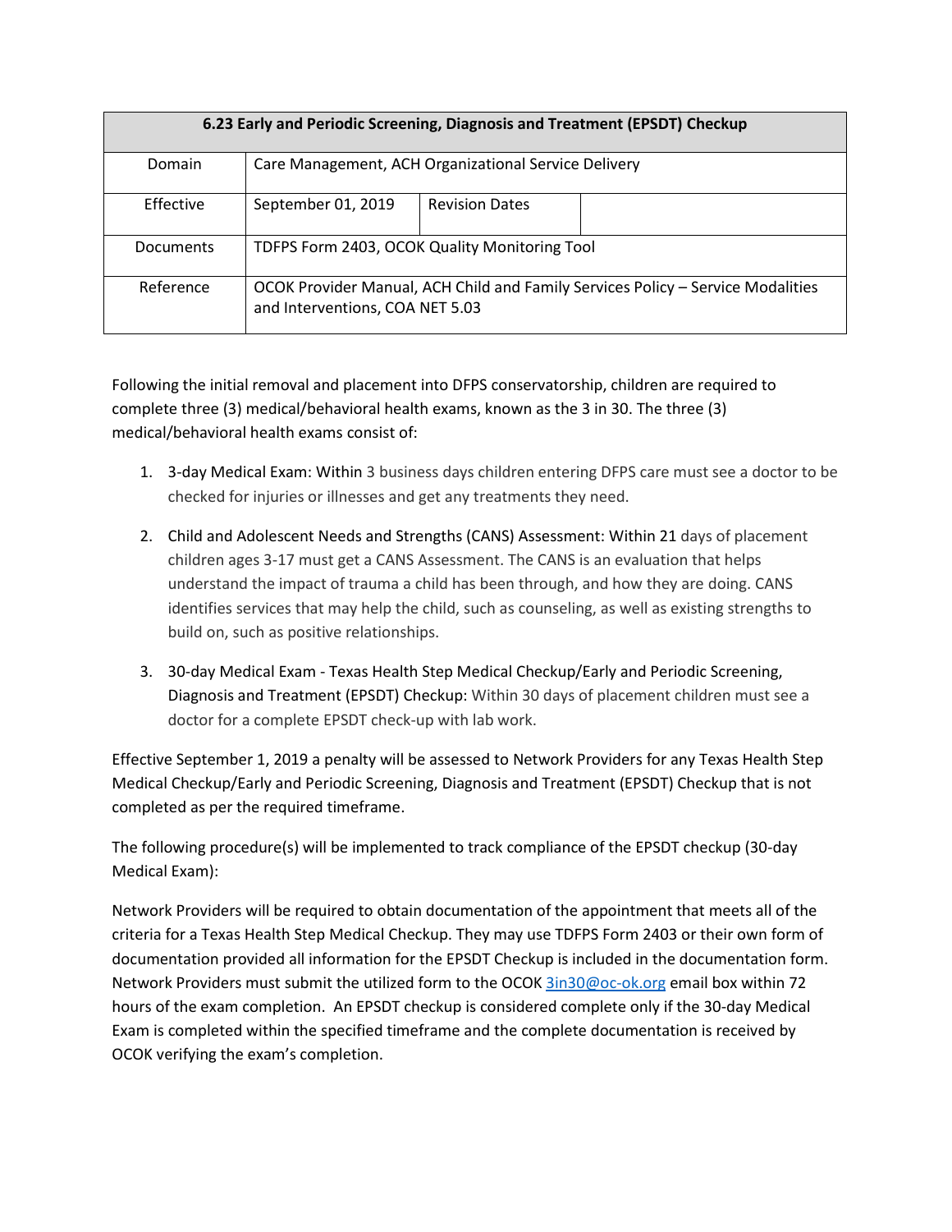| 6.23 Early and Periodic Screening, Diagnosis and Treatment (EPSDT) Checkup | | | |
|---|---|---|---|
| Domain | Care Management, ACH Organizational Service Delivery | | |
| Effective | September 01, 2019 | Revision Dates | |
| Documents | TDFPS Form 2403, OCOK Quality Monitoring Tool | | |
| Reference | OCOK Provider Manual, ACH Child and Family Services Policy – Service Modalities and Interventions, COA NET 5.03 | | |

Following the initial removal and placement into DFPS conservatorship, children are required to complete three (3) medical/behavioral health exams, known as the 3 in 30. The three (3) medical/behavioral health exams consist of:

1. 3-day Medical Exam: Within 3 business days children entering DFPS care must see a doctor to be checked for injuries or illnesses and get any treatments they need.
2. Child and Adolescent Needs and Strengths (CANS) Assessment: Within 21 days of placement children ages 3-17 must get a CANS Assessment. The CANS is an evaluation that helps understand the impact of trauma a child has been through, and how they are doing. CANS identifies services that may help the child, such as counseling, as well as existing strengths to build on, such as positive relationships.
3. 30-day Medical Exam - Texas Health Step Medical Checkup/Early and Periodic Screening, Diagnosis and Treatment (EPSDT) Checkup: Within 30 days of placement children must see a doctor for a complete EPSDT check-up with lab work.

Effective September 1, 2019 a penalty will be assessed to Network Providers for any Texas Health Step Medical Checkup/Early and Periodic Screening, Diagnosis and Treatment (EPSDT) Checkup that is not completed as per the required timeframe.

The following procedure(s) will be implemented to track compliance of the EPSDT checkup (30-day Medical Exam):

Network Providers will be required to obtain documentation of the appointment that meets all of the criteria for a Texas Health Step Medical Checkup. They may use TDFPS Form 2403 or their own form of documentation provided all information for the EPSDT Checkup is included in the documentation form. Network Providers must submit the utilized form to the OCOK 3in30@oc-ok.org email box within 72 hours of the exam completion. An EPSDT checkup is considered complete only if the 30-day Medical Exam is completed within the specified timeframe and the complete documentation is received by OCOK verifying the exam's completion.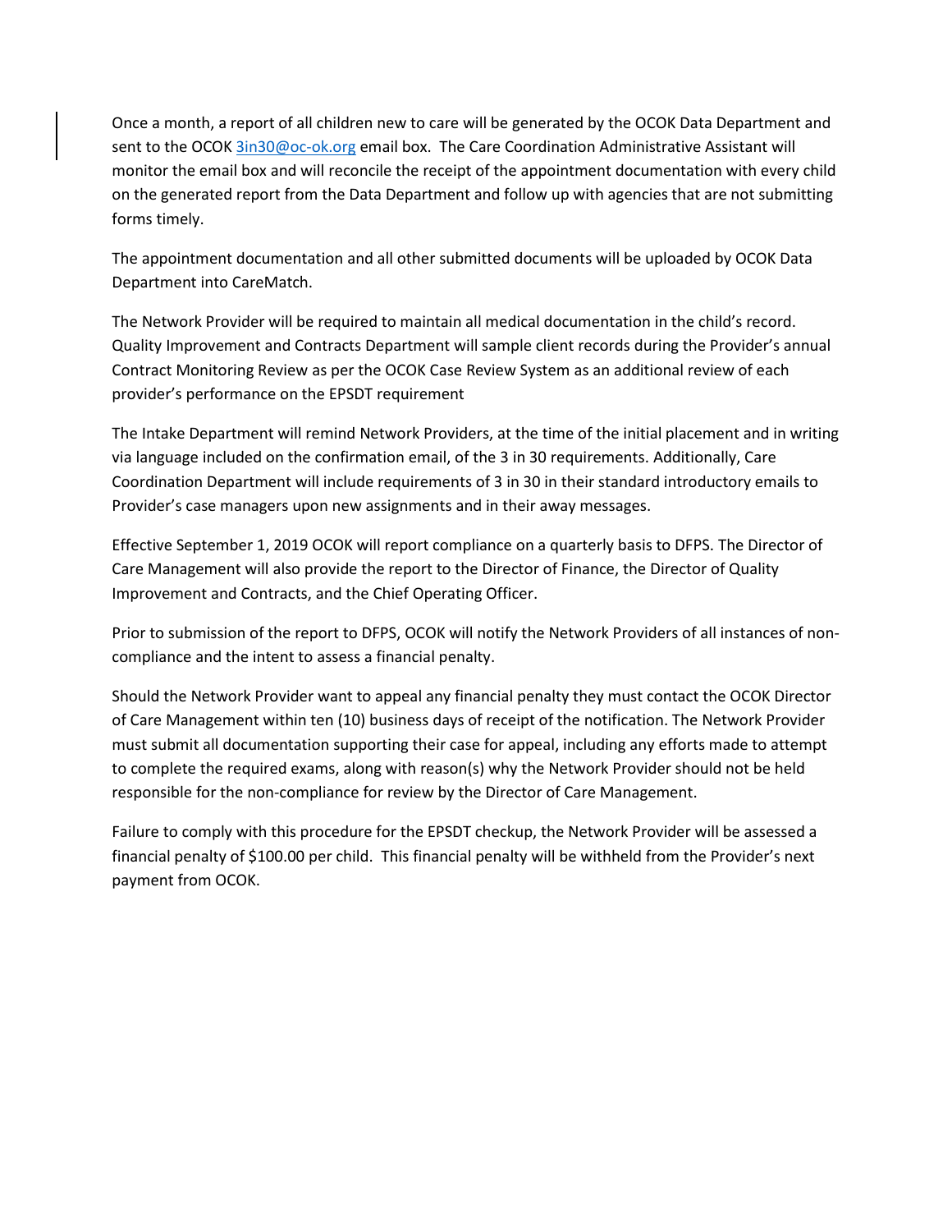Once a month, a report of all children new to care will be generated by the OCOK Data Department and sent to the OCOK 3in30@oc-ok.org email box. The Care Coordination Administrative Assistant will monitor the email box and will reconcile the receipt of the appointment documentation with every child on the generated report from the Data Department and follow up with agencies that are not submitting forms timely.

The appointment documentation and all other submitted documents will be uploaded by OCOK Data Department into CareMatch.

The Network Provider will be required to maintain all medical documentation in the child's record. Quality Improvement and Contracts Department will sample client records during the Provider's annual Contract Monitoring Review as per the OCOK Case Review System as an additional review of each provider's performance on the EPSDT requirement

The Intake Department will remind Network Providers, at the time of the initial placement and in writing via language included on the confirmation email, of the 3 in 30 requirements. Additionally, Care Coordination Department will include requirements of 3 in 30 in their standard introductory emails to Provider's case managers upon new assignments and in their away messages.

Effective September 1, 2019 OCOK will report compliance on a quarterly basis to DFPS. The Director of Care Management will also provide the report to the Director of Finance, the Director of Quality Improvement and Contracts, and the Chief Operating Officer.

Prior to submission of the report to DFPS, OCOK will notify the Network Providers of all instances of non-compliance and the intent to assess a financial penalty.

Should the Network Provider want to appeal any financial penalty they must contact the OCOK Director of Care Management within ten (10) business days of receipt of the notification. The Network Provider must submit all documentation supporting their case for appeal, including any efforts made to attempt to complete the required exams, along with reason(s) why the Network Provider should not be held responsible for the non-compliance for review by the Director of Care Management.

Failure to comply with this procedure for the EPSDT checkup, the Network Provider will be assessed a financial penalty of $100.00 per child. This financial penalty will be withheld from the Provider's next payment from OCOK.